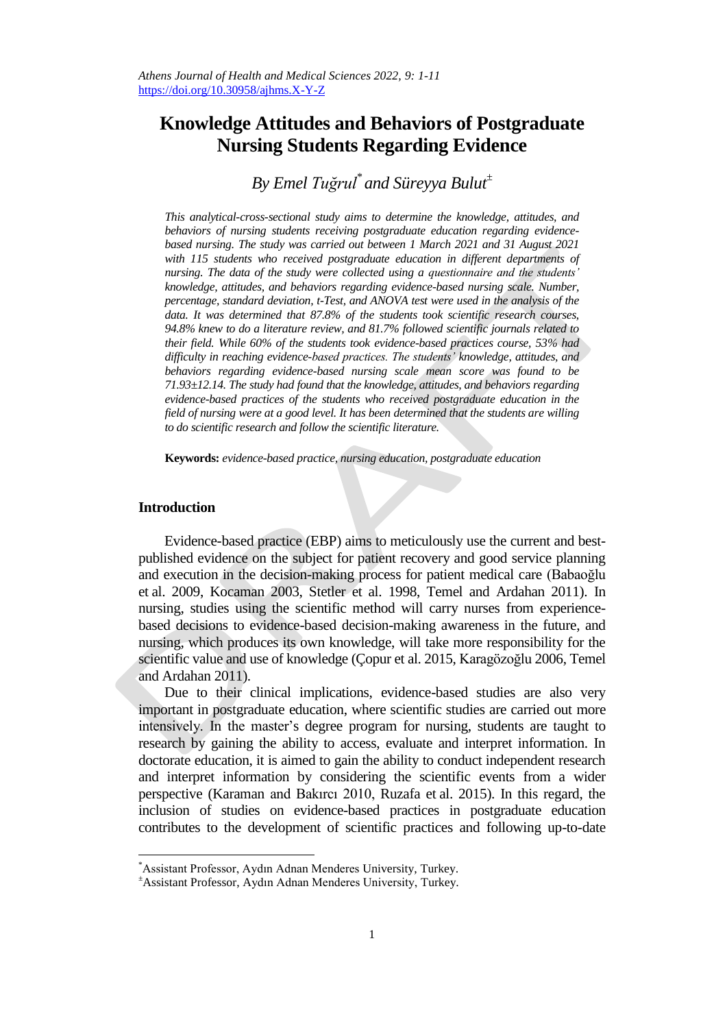# Knowledge Attitudes and Behaviors of Postgraduate Nursing Students Regarding Evidence

*By Emel Tuğrul[*] and Süreyya Bulut[±]*

*This analytical-cross-sectional study aims to determine the knowledge, attitudes, and behaviors of nursing students receiving postgraduate education regarding evidence-based nursing. The study was carried out between 1 March 2021 and 31 August 2021 with 115 students who received postgraduate education in different departments of nursing. The data of the study were collected using a questionnaire and the students' knowledge, attitudes, and behaviors regarding evidence-based nursing scale. Number, percentage, standard deviation, t-Test, and ANOVA test were used in the analysis of the data. It was determined that 87.8% of the students took scientific research courses, 94.8% knew to do a literature review, and 81.7% followed scientific journals related to their field. While 60% of the students took evidence-based practices course, 53% had difficulty in reaching evidence-based practices. The students' knowledge, attitudes, and behaviors regarding evidence-based nursing scale mean score was found to be 71.93±12.14. The study had found that the knowledge, attitudes, and behaviors regarding evidence-based practices of the students who received postgraduate education in the field of nursing were at a good level. It has been determined that the students are willing to do scientific research and follow the scientific literature.*

**Keywords:** *evidence-based practice, nursing education, postgraduate education*

## Introduction

Evidence-based practice (EBP) aims to meticulously use the current and best-published evidence on the subject for patient recovery and good service planning and execution in the decision-making process for patient medical care (Babaoğlu et al. 2009, Kocaman 2003, Stetler et al. 1998, Temel and Ardahan 2011). In nursing, studies using the scientific method will carry nurses from experience-based decisions to evidence-based decision-making awareness in the future, and nursing, which produces its own knowledge, will take more responsibility for the scientific value and use of knowledge (Çopur et al. 2015, Karagözoğlu 2006, Temel and Ardahan 2011).

Due to their clinical implications, evidence-based studies are also very important in postgraduate education, where scientific studies are carried out more intensively. In the master's degree program for nursing, students are taught to research by gaining the ability to access, evaluate and interpret information. In doctorate education, it is aimed to gain the ability to conduct independent research and interpret information by considering the scientific events from a wider perspective (Karaman and Bakırcı 2010, Ruzafa et al. 2015). In this regard, the inclusion of studies on evidence-based practices in postgraduate education contributes to the development of scientific practices and following up-to-date

---

[*] Assistant Professor, Aydın Adnan Menderes University, Turkey.

[±] Assistant Professor, Aydın Adnan Menderes University, Turkey.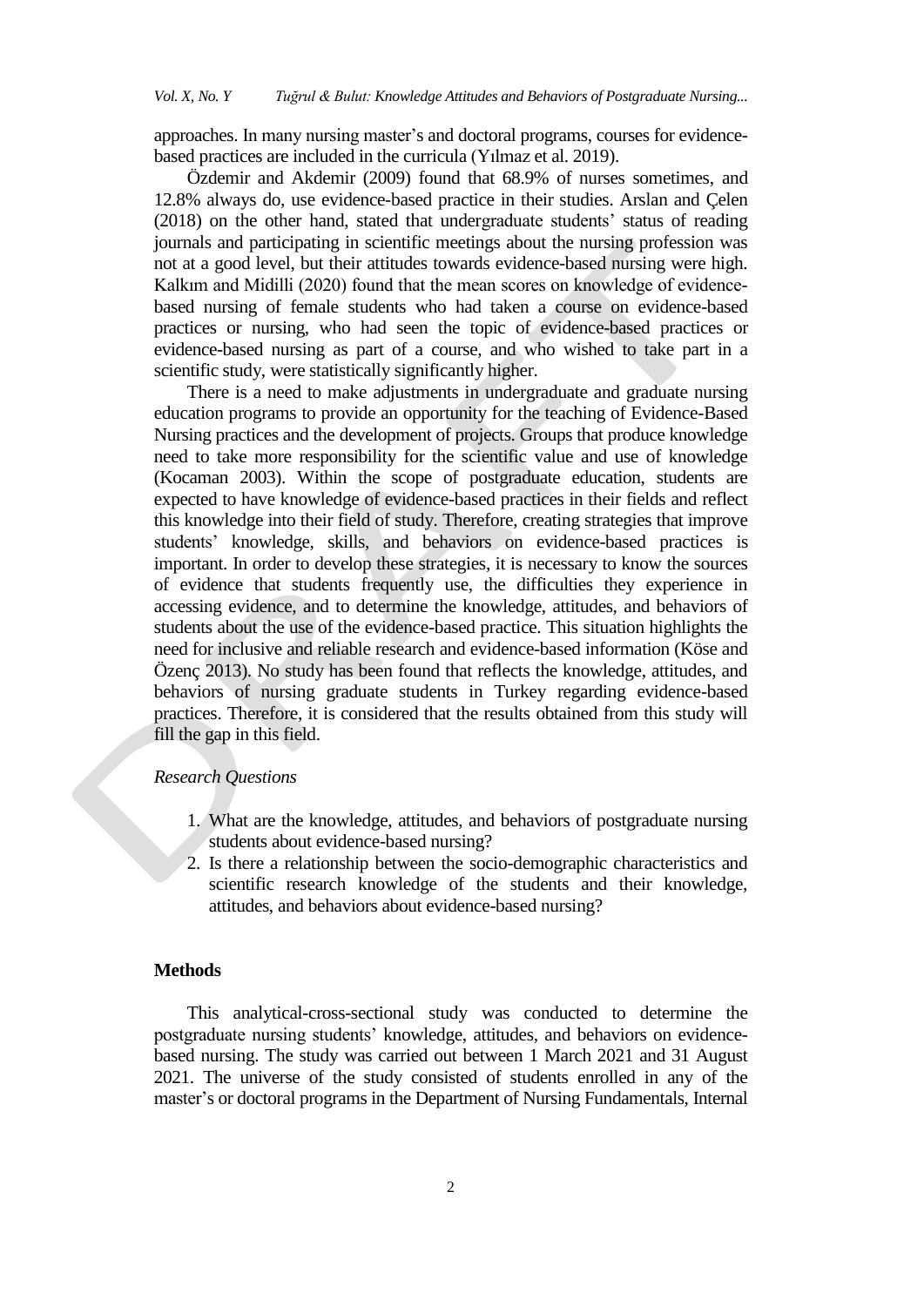approaches. In many nursing master's and doctoral programs, courses for evidence-based practices are included in the curricula (Yılmaz et al. 2019).

Özdemir and Akdemir (2009) found that 68.9% of nurses sometimes, and 12.8% always do, use evidence-based practice in their studies. Arslan and Çelen (2018) on the other hand, stated that undergraduate students' status of reading journals and participating in scientific meetings about the nursing profession was not at a good level, but their attitudes towards evidence-based nursing were high. Kalkım and Midilli (2020) found that the mean scores on knowledge of evidence-based nursing of female students who had taken a course on evidence-based practices or nursing, who had seen the topic of evidence-based practices or evidence-based nursing as part of a course, and who wished to take part in a scientific study, were statistically significantly higher.

There is a need to make adjustments in undergraduate and graduate nursing education programs to provide an opportunity for the teaching of Evidence-Based Nursing practices and the development of projects. Groups that produce knowledge need to take more responsibility for the scientific value and use of knowledge (Kocaman 2003). Within the scope of postgraduate education, students are expected to have knowledge of evidence-based practices in their fields and reflect this knowledge into their field of study. Therefore, creating strategies that improve students' knowledge, skills, and behaviors on evidence-based practices is important. In order to develop these strategies, it is necessary to know the sources of evidence that students frequently use, the difficulties they experience in accessing evidence, and to determine the knowledge, attitudes, and behaviors of students about the use of the evidence-based practice. This situation highlights the need for inclusive and reliable research and evidence-based information (Köse and Özenç 2013). No study has been found that reflects the knowledge, attitudes, and behaviors of nursing graduate students in Turkey regarding evidence-based practices. Therefore, it is considered that the results obtained from this study will fill the gap in this field.

*Research Questions*

1. What are the knowledge, attitudes, and behaviors of postgraduate nursing students about evidence-based nursing?
2. Is there a relationship between the socio-demographic characteristics and scientific research knowledge of the students and their knowledge, attitudes, and behaviors about evidence-based nursing?

## Methods

This analytical-cross-sectional study was conducted to determine the postgraduate nursing students' knowledge, attitudes, and behaviors on evidence-based nursing. The study was carried out between 1 March 2021 and 31 August 2021. The universe of the study consisted of students enrolled in any of the master's or doctoral programs in the Department of Nursing Fundamentals, Internal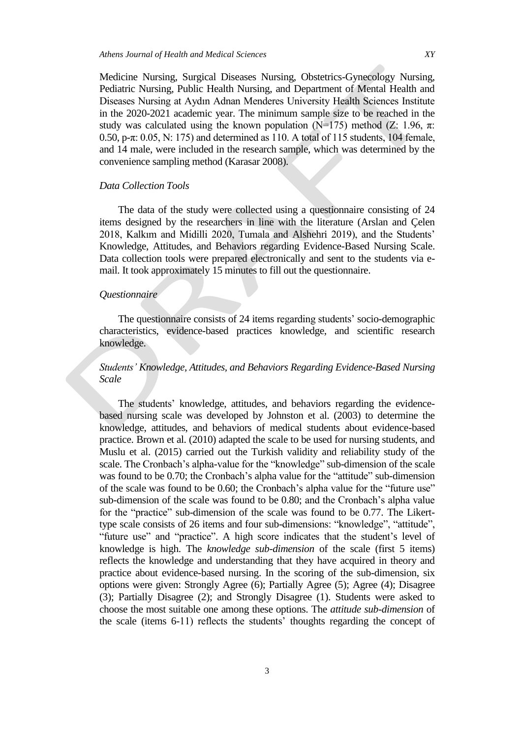Medicine Nursing, Surgical Diseases Nursing, Obstetrics-Gynecology Nursing, Pediatric Nursing, Public Health Nursing, and Department of Mental Health and Diseases Nursing at Aydın Adnan Menderes University Health Sciences Institute in the 2020-2021 academic year. The minimum sample size to be reached in the study was calculated using the known population (N=175) method (Z: 1.96, π: 0.50, p-π: 0.05, N: 175) and determined as 110. A total of 115 students, 104 female, and 14 male, were included in the research sample, which was determined by the convenience sampling method (Karasar 2008).

### *Data Collection Tools*

The data of the study were collected using a questionnaire consisting of 24 items designed by the researchers in line with the literature (Arslan and Çelen 2018, Kalkım and Midilli 2020, Tumala and Alshehri 2019), and the Students' Knowledge, Attitudes, and Behaviors regarding Evidence-Based Nursing Scale. Data collection tools were prepared electronically and sent to the students via e-mail. It took approximately 15 minutes to fill out the questionnaire.

#### *Questionnaire*

The questionnaire consists of 24 items regarding students' socio-demographic characteristics, evidence-based practices knowledge, and scientific research knowledge.

#### *Students' Knowledge, Attitudes, and Behaviors Regarding Evidence-Based Nursing Scale*

The students' knowledge, attitudes, and behaviors regarding the evidence-based nursing scale was developed by Johnston et al. (2003) to determine the knowledge, attitudes, and behaviors of medical students about evidence-based practice. Brown et al. (2010) adapted the scale to be used for nursing students, and Muslu et al. (2015) carried out the Turkish validity and reliability study of the scale. The Cronbach's alpha-value for the "knowledge" sub-dimension of the scale was found to be 0.70; the Cronbach's alpha value for the "attitude" sub-dimension of the scale was found to be 0.60; the Cronbach's alpha value for the "future use" sub-dimension of the scale was found to be 0.80; and the Cronbach's alpha value for the "practice" sub-dimension of the scale was found to be 0.77. The Likert-type scale consists of 26 items and four sub-dimensions: "knowledge", "attitude", "future use" and "practice". A high score indicates that the student's level of knowledge is high. The *knowledge sub-dimension* of the scale (first 5 items) reflects the knowledge and understanding that they have acquired in theory and practice about evidence-based nursing. In the scoring of the sub-dimension, six options were given: Strongly Agree (6); Partially Agree (5); Agree (4); Disagree (3); Partially Disagree (2); and Strongly Disagree (1). Students were asked to choose the most suitable one among these options. The *attitude sub-dimension* of the scale (items 6-11) reflects the students' thoughts regarding the concept of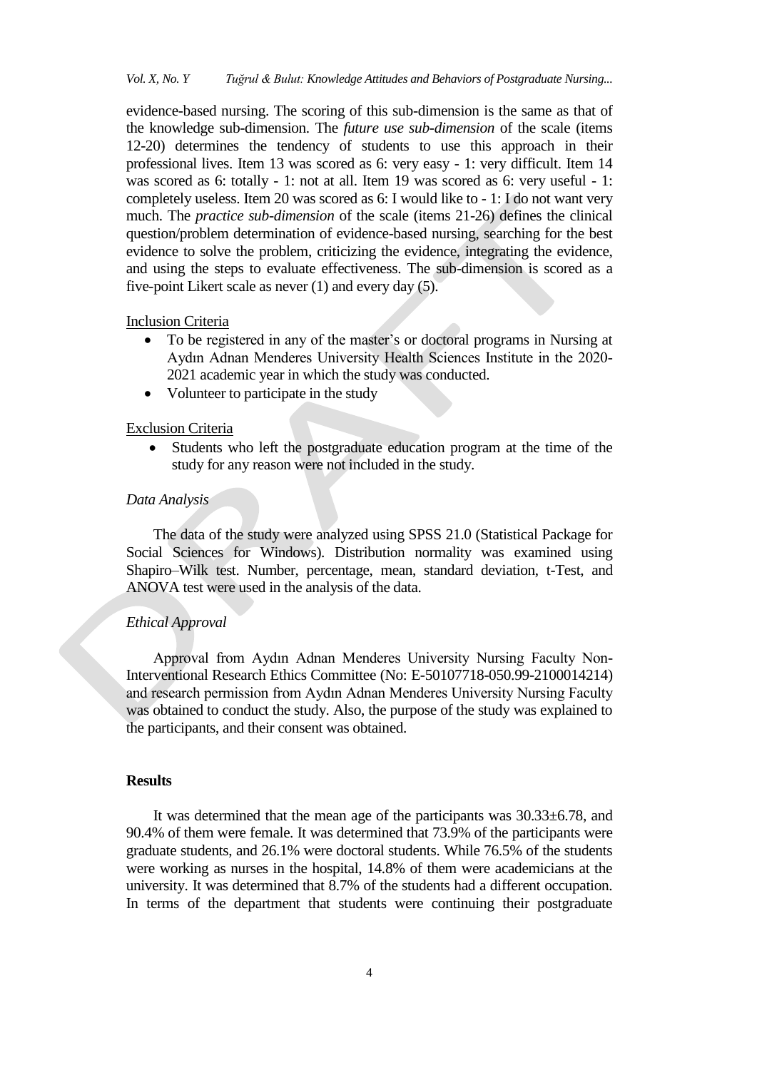evidence-based nursing. The scoring of this sub-dimension is the same as that of the knowledge sub-dimension. The *future use sub-dimension* of the scale (items 12-20) determines the tendency of students to use this approach in their professional lives. Item 13 was scored as 6: very easy - 1: very difficult. Item 14 was scored as 6: totally - 1: not at all. Item 19 was scored as 6: very useful - 1: completely useless. Item 20 was scored as 6: I would like to - 1: I do not want very much. The *practice sub-dimension* of the scale (items 21-26) defines the clinical question/problem determination of evidence-based nursing, searching for the best evidence to solve the problem, criticizing the evidence, integrating the evidence, and using the steps to evaluate effectiveness. The sub-dimension is scored as a five-point Likert scale as never (1) and every day (5).

Inclusion Criteria

- To be registered in any of the master's or doctoral programs in Nursing at Aydın Adnan Menderes University Health Sciences Institute in the 2020-2021 academic year in which the study was conducted.
- Volunteer to participate in the study

Exclusion Criteria

- Students who left the postgraduate education program at the time of the study for any reason were not included in the study.

### *Data Analysis*

The data of the study were analyzed using SPSS 21.0 (Statistical Package for Social Sciences for Windows). Distribution normality was examined using Shapiro–Wilk test. Number, percentage, mean, standard deviation, t-Test, and ANOVA test were used in the analysis of the data.

### *Ethical Approval*

Approval from Aydın Adnan Menderes University Nursing Faculty Non-Interventional Research Ethics Committee (No: E-50107718-050.99-2100014214) and research permission from Aydın Adnan Menderes University Nursing Faculty was obtained to conduct the study. Also, the purpose of the study was explained to the participants, and their consent was obtained.

## **Results**

It was determined that the mean age of the participants was 30.33±6.78, and 90.4% of them were female. It was determined that 73.9% of the participants were graduate students, and 26.1% were doctoral students. While 76.5% of the students were working as nurses in the hospital, 14.8% of them were academicians at the university. It was determined that 8.7% of the students had a different occupation. In terms of the department that students were continuing their postgraduate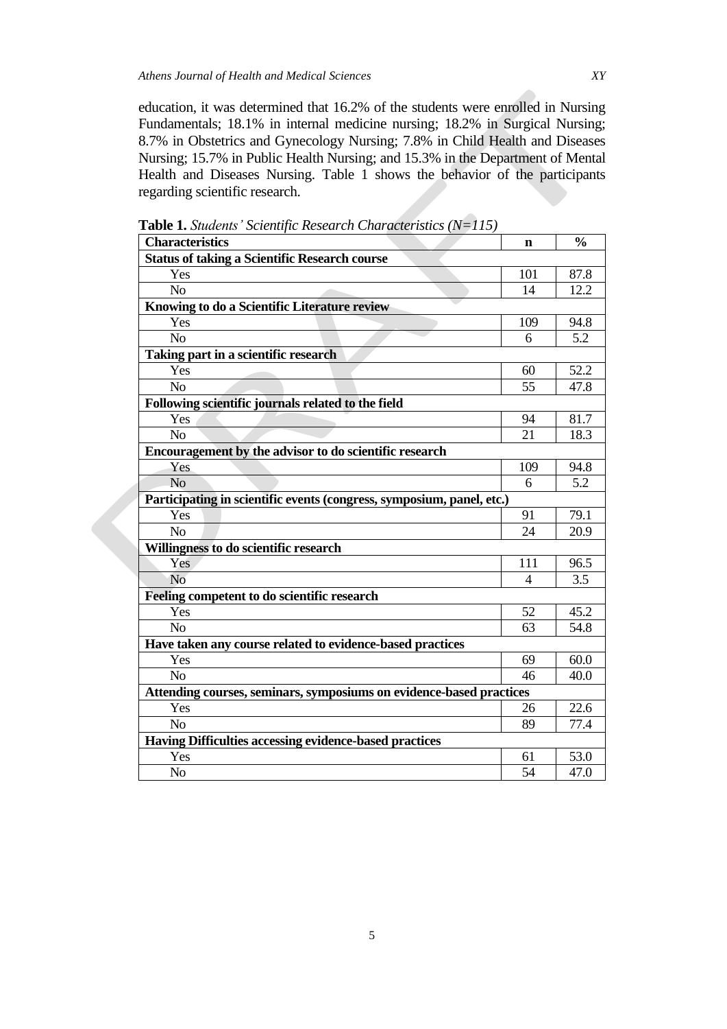education, it was determined that 16.2% of the students were enrolled in Nursing Fundamentals; 18.1% in internal medicine nursing; 18.2% in Surgical Nursing; 8.7% in Obstetrics and Gynecology Nursing; 7.8% in Child Health and Diseases Nursing; 15.7% in Public Health Nursing; and 15.3% in the Department of Mental Health and Diseases Nursing. Table 1 shows the behavior of the participants regarding scientific research.

**Table 1.** *Students' Scientific Research Characteristics (N=115)*

| **Characteristics** | **n** | **%** |
|---|---|---|
| **Status of taking a Scientific Research course** | | |
| Yes | 101 | 87.8 |
| No | 14 | 12.2 |
| **Knowing to do a Scientific Literature review** | | |
| Yes | 109 | 94.8 |
| No | 6 | 5.2 |
| **Taking part in a scientific research** | | |
| Yes | 60 | 52.2 |
| No | 55 | 47.8 |
| **Following scientific journals related to the field** | | |
| Yes | 94 | 81.7 |
| No | 21 | 18.3 |
| **Encouragement by the advisor to do scientific research** | | |
| Yes | 109 | 94.8 |
| No | 6 | 5.2 |
| **Participating in scientific events (congress, symposium, panel, etc.)** | | |
| Yes | 91 | 79.1 |
| No | 24 | 20.9 |
| **Willingness to do scientific research** | | |
| Yes | 111 | 96.5 |
| No | 4 | 3.5 |
| **Feeling competent to do scientific research** | | |
| Yes | 52 | 45.2 |
| No | 63 | 54.8 |
| **Have taken any course related to evidence-based practices** | | |
| Yes | 69 | 60.0 |
| No | 46 | 40.0 |
| **Attending courses, seminars, symposiums on evidence-based practices** | | |
| Yes | 26 | 22.6 |
| No | 89 | 77.4 |
| **Having Difficulties accessing evidence-based practices** | | |
| Yes | 61 | 53.0 |
| No | 54 | 47.0 |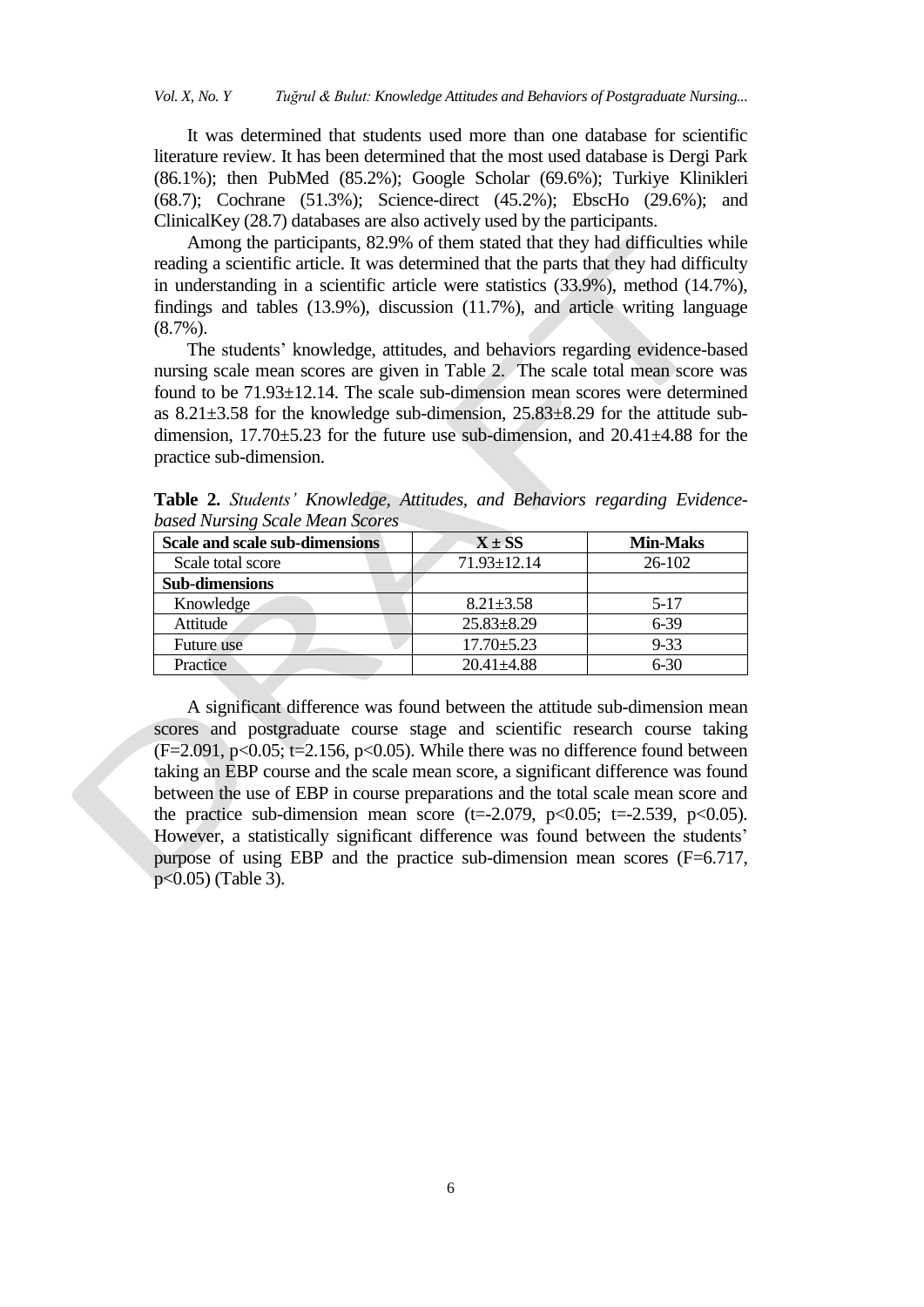It was determined that students used more than one database for scientific literature review. It has been determined that the most used database is Dergi Park (86.1%); then PubMed (85.2%); Google Scholar (69.6%); Turkiye Klinikleri (68.7); Cochrane (51.3%); Science-direct (45.2%); EbscHo (29.6%); and ClinicalKey (28.7) databases are also actively used by the participants.

Among the participants, 82.9% of them stated that they had difficulties while reading a scientific article. It was determined that the parts that they had difficulty in understanding in a scientific article were statistics (33.9%), method (14.7%), findings and tables (13.9%), discussion (11.7%), and article writing language (8.7%).

The students' knowledge, attitudes, and behaviors regarding evidence-based nursing scale mean scores are given in Table 2. The scale total mean score was found to be 71.93±12.14. The scale sub-dimension mean scores were determined as 8.21±3.58 for the knowledge sub-dimension, 25.83±8.29 for the attitude sub-dimension, 17.70±5.23 for the future use sub-dimension, and 20.41±4.88 for the practice sub-dimension.

**Table 2.** *Students' Knowledge, Attitudes, and Behaviors regarding Evidence-based Nursing Scale Mean Scores*

| Scale and scale sub-dimensions | X ± SS | Min-Maks |
|---|---|---|
| Scale total score | 71.93±12.14 | 26-102 |
| **Sub-dimensions** | | |
| Knowledge | 8.21±3.58 | 5-17 |
| Attitude | 25.83±8.29 | 6-39 |
| Future use | 17.70±5.23 | 9-33 |
| Practice | 20.41±4.88 | 6-30 |

A significant difference was found between the attitude sub-dimension mean scores and postgraduate course stage and scientific research course taking ($F=2.091$, $p<0.05$; $t=2.156$, $p<0.05$). While there was no difference found between taking an EBP course and the scale mean score, a significant difference was found between the use of EBP in course preparations and the total scale mean score and the practice sub-dimension mean score ($t=-2.079$, $p<0.05$; $t=-2.539$, $p<0.05$). However, a statistically significant difference was found between the students' purpose of using EBP and the practice sub-dimension mean scores ($F=6.717$, $p<0.05$) (Table 3).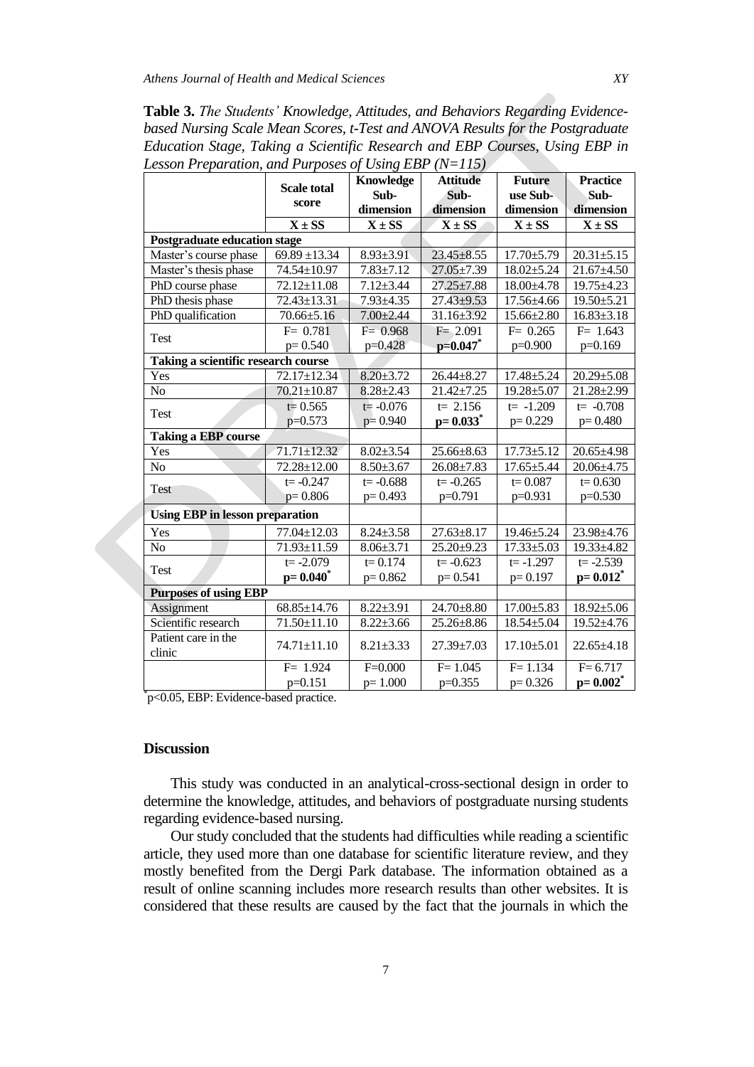**Table 3.** *The Students' Knowledge, Attitudes, and Behaviors Regarding Evidence-based Nursing Scale Mean Scores, t-Test and ANOVA Results for the Postgraduate Education Stage, Taking a Scientific Research and EBP Courses, Using EBP in Lesson Preparation, and Purposes of Using EBP (N=115)*

| | Scale total score | Knowledge Sub-dimension | Attitude Sub-dimension | Future use Sub-dimension | Practice Sub-dimension |
|---|---|---|---|---|---|
| | X ± SS | X ± SS | X ± SS | X ± SS | X ± SS |
| **Postgraduate education stage** | | | | | |
| Master's course phase | 69.89 ±13.34 | 8.93±3.91 | 23.45±8.55 | 17.70±5.79 | 20.31±5.15 |
| Master's thesis phase | 74.54±10.97 | 7.83±7.12 | 27.05±7.39 | 18.02±5.24 | 21.67±4.50 |
| PhD course phase | 72.12±11.08 | 7.12±3.44 | 27.25±7.88 | 18.00±4.78 | 19.75±4.23 |
| PhD thesis phase | 72.43±13.31 | 7.93±4.35 | 27.43±9.53 | 17.56±4.66 | 19.50±5.21 |
| PhD qualification | 70.66±5.16 | 7.00±2.44 | 31.16±3.92 | 15.66±2.80 | 16.83±3.18 |
| Test | F= 0.781 p= 0.540 | F= 0.968 p=0.428 | F= 2.091 **p=0.047*** | F= 0.265 p=0.900 | F= 1.643 p=0.169 |
| **Taking a scientific research course** | | | | | |
| Yes | 72.17±12.34 | 8.20±3.72 | 26.44±8.27 | 17.48±5.24 | 20.29±5.08 |
| No | 70.21±10.87 | 8.28±2.43 | 21.42±7.25 | 19.28±5.07 | 21.28±2.99 |
| Test | t= 0.565 p=0.573 | t= -0.076 p= 0.940 | t= 2.156 **p= 0.033*** | t= -1.209 p= 0.229 | t= -0.708 p= 0.480 |
| **Taking a EBP course** | | | | | |
| Yes | 71.71±12.32 | 8.02±3.54 | 25.66±8.63 | 17.73±5.12 | 20.65±4.98 |
| No | 72.28±12.00 | 8.50±3.67 | 26.08±7.83 | 17.65±5.44 | 20.06±4.75 |
| Test | t= -0.247 p= 0.806 | t= -0.688 p= 0.493 | t= -0.265 p=0.791 | t= 0.087 p=0.931 | t= 0.630 p=0.530 |
| **Using EBP in lesson preparation** | | | | | |
| Yes | 77.04±12.03 | 8.24±3.58 | 27.63±8.17 | 19.46±5.24 | 23.98±4.76 |
| No | 71.93±11.59 | 8.06±3.71 | 25.20±9.23 | 17.33±5.03 | 19.33±4.82 |
| Test | t= -2.079 **p= 0.040*** | t= 0.174 p= 0.862 | t= -0.623 p= 0.541 | t= -1.297 p= 0.197 | t= -2.539 **p= 0.012*** |
| **Purposes of using EBP** | | | | | |
| Assignment | 68.85±14.76 | 8.22±3.91 | 24.70±8.80 | 17.00±5.83 | 18.92±5.06 |
| Scientific research | 71.50±11.10 | 8.22±3.66 | 25.26±8.86 | 18.54±5.04 | 19.52±4.76 |
| Patient care in the clinic | 74.71±11.10 | 8.21±3.33 | 27.39±7.03 | 17.10±5.01 | 22.65±4.18 |
| | F= 1.924 p=0.151 | F=0.000 p= 1.000 | F= 1.045 p=0.355 | F= 1.134 p= 0.326 | F= 6.717 **p= 0.002*** |

*p<0.05, EBP: Evidence-based practice.

## Discussion

This study was conducted in an analytical-cross-sectional design in order to determine the knowledge, attitudes, and behaviors of postgraduate nursing students regarding evidence-based nursing.

Our study concluded that the students had difficulties while reading a scientific article, they used more than one database for scientific literature review, and they mostly benefited from the Dergi Park database. The information obtained as a result of online scanning includes more research results than other websites. It is considered that these results are caused by the fact that the journals in which the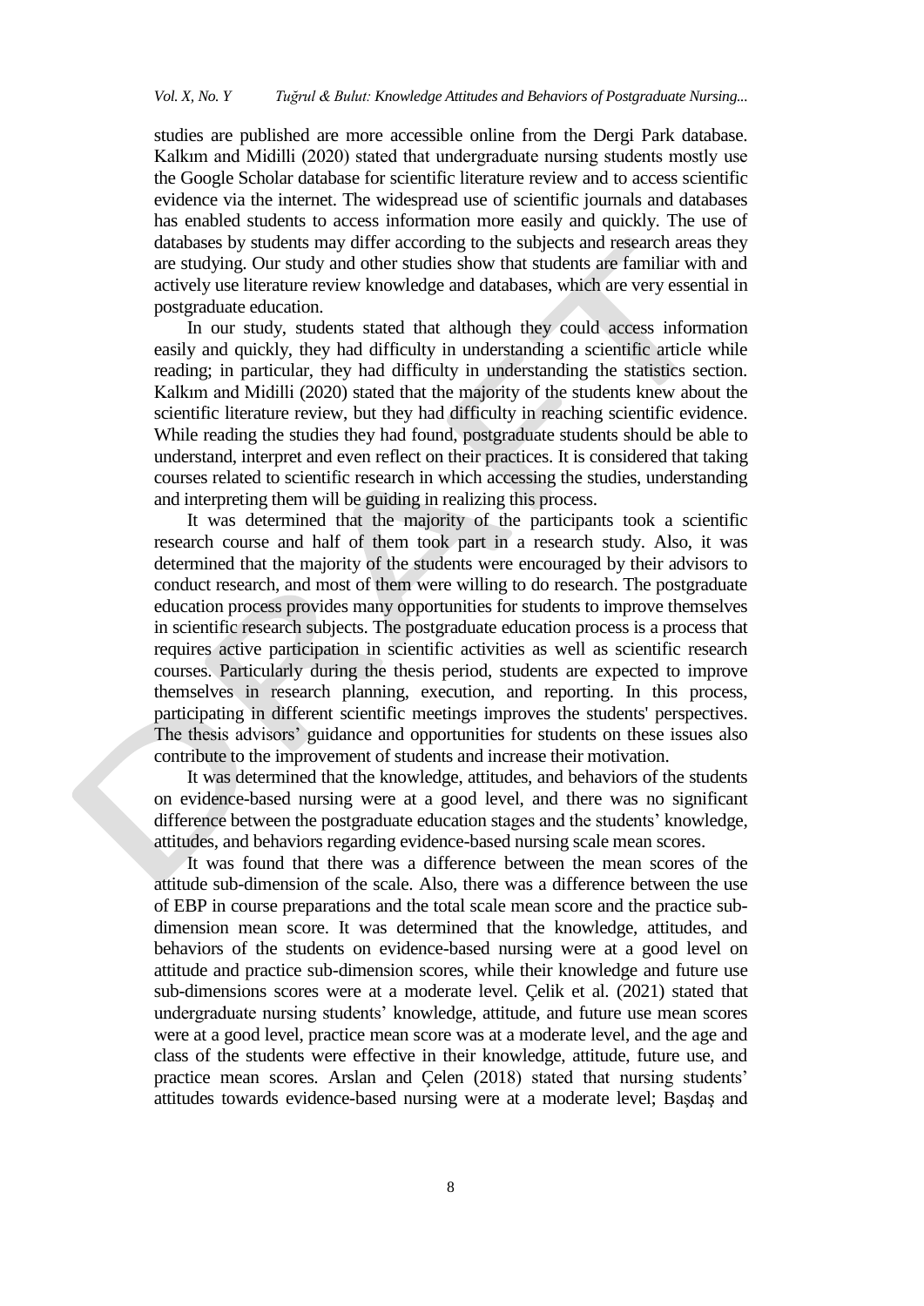studies are published are more accessible online from the Dergi Park database. Kalkım and Midilli (2020) stated that undergraduate nursing students mostly use the Google Scholar database for scientific literature review and to access scientific evidence via the internet. The widespread use of scientific journals and databases has enabled students to access information more easily and quickly. The use of databases by students may differ according to the subjects and research areas they are studying. Our study and other studies show that students are familiar with and actively use literature review knowledge and databases, which are very essential in postgraduate education.

In our study, students stated that although they could access information easily and quickly, they had difficulty in understanding a scientific article while reading; in particular, they had difficulty in understanding the statistics section. Kalkım and Midilli (2020) stated that the majority of the students knew about the scientific literature review, but they had difficulty in reaching scientific evidence. While reading the studies they had found, postgraduate students should be able to understand, interpret and even reflect on their practices. It is considered that taking courses related to scientific research in which accessing the studies, understanding and interpreting them will be guiding in realizing this process.

It was determined that the majority of the participants took a scientific research course and half of them took part in a research study. Also, it was determined that the majority of the students were encouraged by their advisors to conduct research, and most of them were willing to do research. The postgraduate education process provides many opportunities for students to improve themselves in scientific research subjects. The postgraduate education process is a process that requires active participation in scientific activities as well as scientific research courses. Particularly during the thesis period, students are expected to improve themselves in research planning, execution, and reporting. In this process, participating in different scientific meetings improves the students' perspectives. The thesis advisors' guidance and opportunities for students on these issues also contribute to the improvement of students and increase their motivation.

It was determined that the knowledge, attitudes, and behaviors of the students on evidence-based nursing were at a good level, and there was no significant difference between the postgraduate education stages and the students' knowledge, attitudes, and behaviors regarding evidence-based nursing scale mean scores.

It was found that there was a difference between the mean scores of the attitude sub-dimension of the scale. Also, there was a difference between the use of EBP in course preparations and the total scale mean score and the practice sub-dimension mean score. It was determined that the knowledge, attitudes, and behaviors of the students on evidence-based nursing were at a good level on attitude and practice sub-dimension scores, while their knowledge and future use sub-dimensions scores were at a moderate level. Çelik et al. (2021) stated that undergraduate nursing students' knowledge, attitude, and future use mean scores were at a good level, practice mean score was at a moderate level, and the age and class of the students were effective in their knowledge, attitude, future use, and practice mean scores. Arslan and Çelen (2018) stated that nursing students' attitudes towards evidence-based nursing were at a moderate level; Başdaş and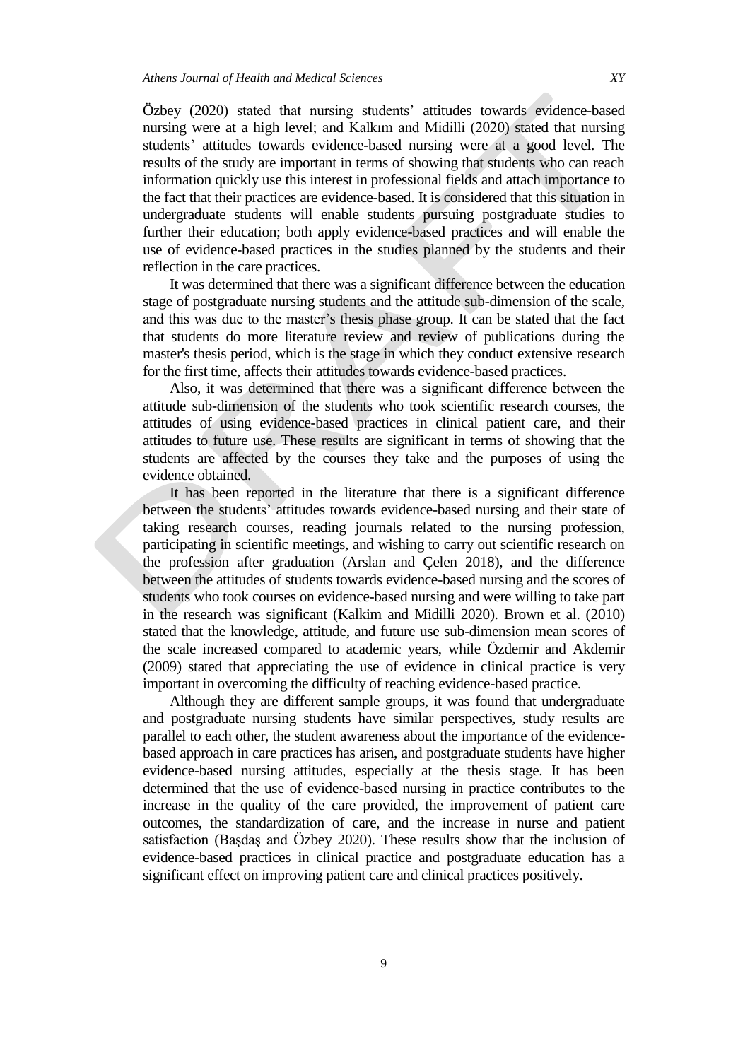Özbey (2020) stated that nursing students' attitudes towards evidence-based nursing were at a high level; and Kalkım and Midilli (2020) stated that nursing students' attitudes towards evidence-based nursing were at a good level. The results of the study are important in terms of showing that students who can reach information quickly use this interest in professional fields and attach importance to the fact that their practices are evidence-based. It is considered that this situation in undergraduate students will enable students pursuing postgraduate studies to further their education; both apply evidence-based practices and will enable the use of evidence-based practices in the studies planned by the students and their reflection in the care practices.

It was determined that there was a significant difference between the education stage of postgraduate nursing students and the attitude sub-dimension of the scale, and this was due to the master's thesis phase group. It can be stated that the fact that students do more literature review and review of publications during the master's thesis period, which is the stage in which they conduct extensive research for the first time, affects their attitudes towards evidence-based practices.

Also, it was determined that there was a significant difference between the attitude sub-dimension of the students who took scientific research courses, the attitudes of using evidence-based practices in clinical patient care, and their attitudes to future use. These results are significant in terms of showing that the students are affected by the courses they take and the purposes of using the evidence obtained.

It has been reported in the literature that there is a significant difference between the students' attitudes towards evidence-based nursing and their state of taking research courses, reading journals related to the nursing profession, participating in scientific meetings, and wishing to carry out scientific research on the profession after graduation (Arslan and Çelen 2018), and the difference between the attitudes of students towards evidence-based nursing and the scores of students who took courses on evidence-based nursing and were willing to take part in the research was significant (Kalkim and Midilli 2020). Brown et al. (2010) stated that the knowledge, attitude, and future use sub-dimension mean scores of the scale increased compared to academic years, while Özdemir and Akdemir (2009) stated that appreciating the use of evidence in clinical practice is very important in overcoming the difficulty of reaching evidence-based practice.

Although they are different sample groups, it was found that undergraduate and postgraduate nursing students have similar perspectives, study results are parallel to each other, the student awareness about the importance of the evidence-based approach in care practices has arisen, and postgraduate students have higher evidence-based nursing attitudes, especially at the thesis stage. It has been determined that the use of evidence-based nursing in practice contributes to the increase in the quality of the care provided, the improvement of patient care outcomes, the standardization of care, and the increase in nurse and patient satisfaction (Başdaş and Özbey 2020). These results show that the inclusion of evidence-based practices in clinical practice and postgraduate education has a significant effect on improving patient care and clinical practices positively.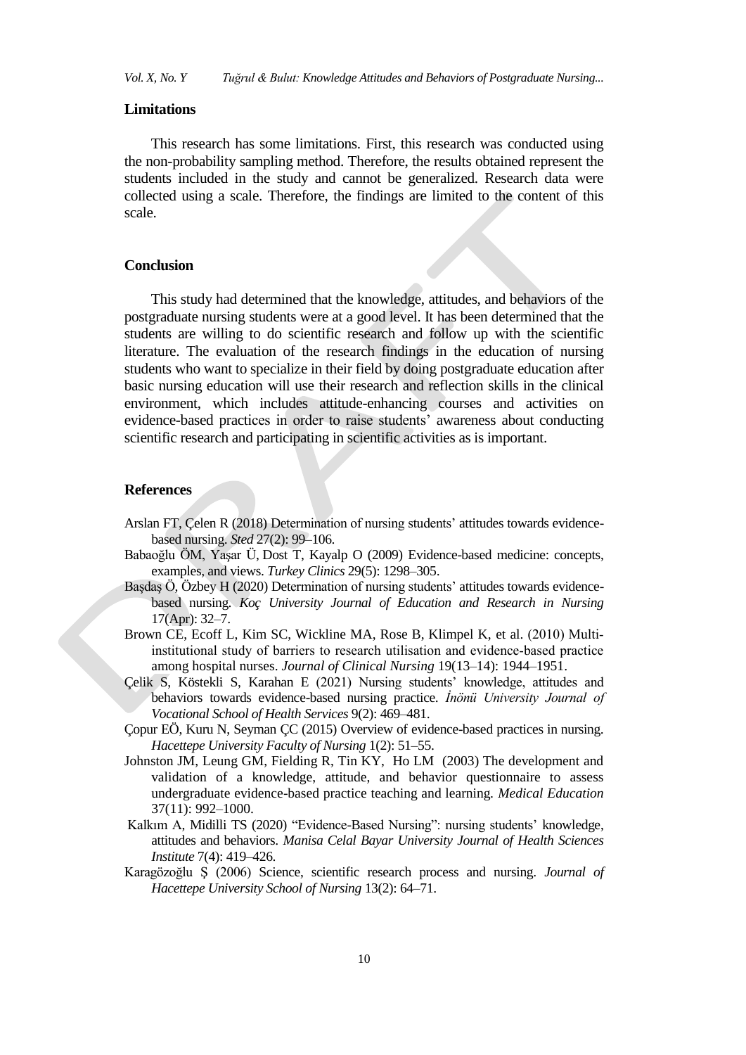## Limitations

This research has some limitations. First, this research was conducted using the non-probability sampling method. Therefore, the results obtained represent the students included in the study and cannot be generalized. Research data were collected using a scale. Therefore, the findings are limited to the content of this scale.

## Conclusion

This study had determined that the knowledge, attitudes, and behaviors of the postgraduate nursing students were at a good level. It has been determined that the students are willing to do scientific research and follow up with the scientific literature. The evaluation of the research findings in the education of nursing students who want to specialize in their field by doing postgraduate education after basic nursing education will use their research and reflection skills in the clinical environment, which includes attitude-enhancing courses and activities on evidence-based practices in order to raise students' awareness about conducting scientific research and participating in scientific activities as is important.

## References

Arslan FT, Çelen R (2018) Determination of nursing students' attitudes towards evidence-based nursing. *Sted* 27(2): 99–106.

Babaoğlu ÖM, Yaşar Ü, Dost T, Kayalp O (2009) Evidence-based medicine: concepts, examples, and views. *Turkey Clinics* 29(5): 1298–305.

Başdaş Ö, Özbey H (2020) Determination of nursing students' attitudes towards evidence-based nursing. *Koç University Journal of Education and Research in Nursing* 17(Apr): 32–7.

Brown CE, Ecoff L, Kim SC, Wickline MA, Rose B, Klimpel K, et al. (2010) Multi-institutional study of barriers to research utilisation and evidence-based practice among hospital nurses. *Journal of Clinical Nursing* 19(13–14): 1944–1951.

Çelik S, Köstekli S, Karahan E (2021) Nursing students' knowledge, attitudes and behaviors towards evidence-based nursing practice. *İnönü University Journal of Vocational School of Health Services* 9(2): 469–481.

Çopur EÖ, Kuru N, Seyman ÇC (2015) Overview of evidence-based practices in nursing. *Hacettepe University Faculty of Nursing* 1(2): 51–55.

Johnston JM, Leung GM, Fielding R, Tin KY, Ho LM (2003) The development and validation of a knowledge, attitude, and behavior questionnaire to assess undergraduate evidence-based practice teaching and learning. *Medical Education* 37(11): 992–1000.

Kalkım A, Midilli TS (2020) "Evidence-Based Nursing": nursing students' knowledge, attitudes and behaviors. *Manisa Celal Bayar University Journal of Health Sciences Institute* 7(4): 419–426.

Karagözoğlu Ş (2006) Science, scientific research process and nursing. *Journal of Hacettepe University School of Nursing* 13(2): 64–71.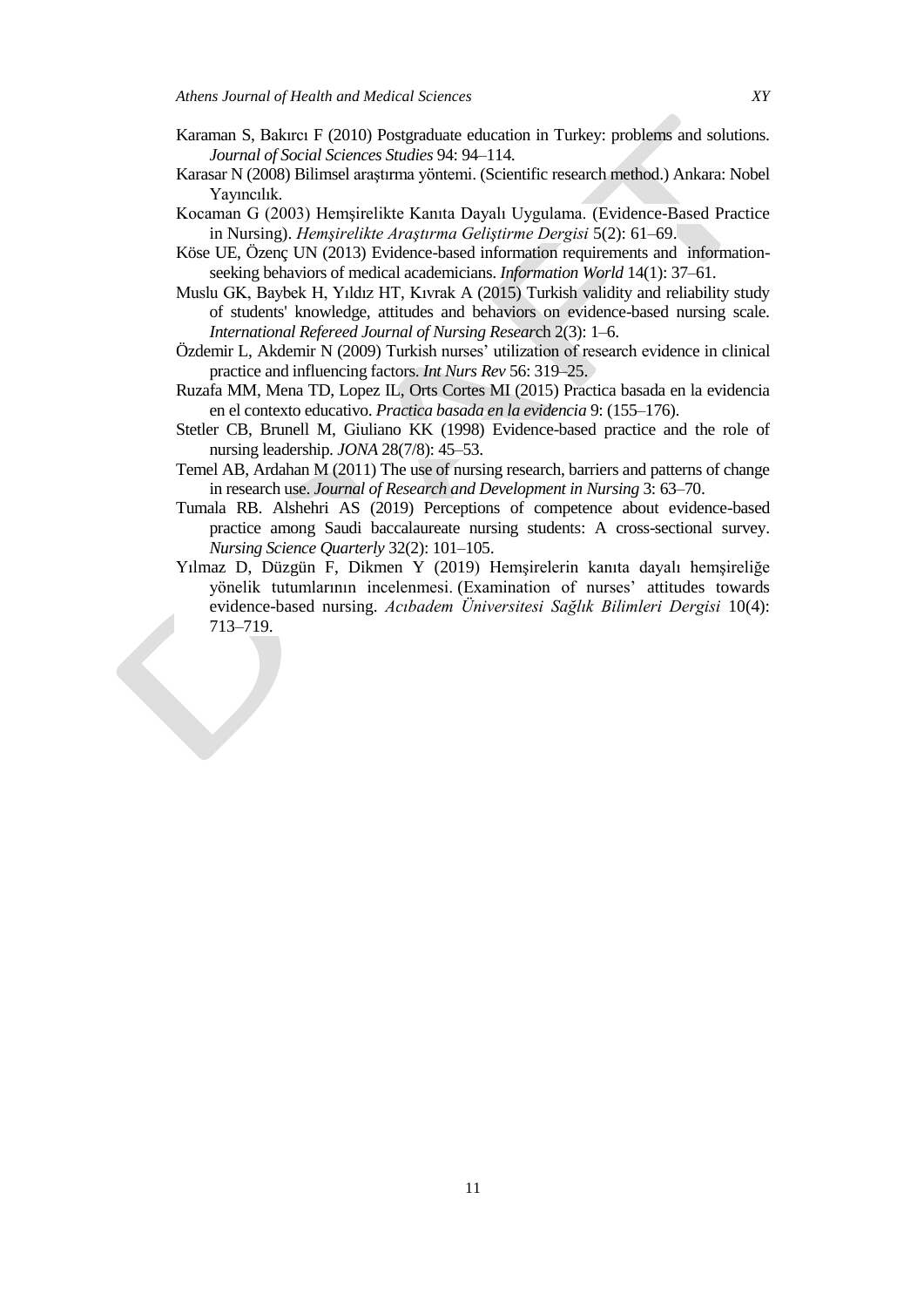Karaman S, Bakırcı F (2010) Postgraduate education in Turkey: problems and solutions. *Journal of Social Sciences Studies* 94: 94–114.

Karasar N (2008) Bilimsel araştırma yöntemi. (Scientific research method.) Ankara: Nobel Yayıncılık.

Kocaman G (2003) Hemşirelikte Kanıta Dayalı Uygulama. (Evidence-Based Practice in Nursing). *Hemşirelikte Araştırma Geliştirme Dergisi* 5(2): 61–69.

Köse UE, Özenç UN (2013) Evidence-based information requirements and information-seeking behaviors of medical academicians. *Information World* 14(1): 37–61.

Muslu GK, Baybek H, Yıldız HT, Kıvrak A (2015) Turkish validity and reliability study of students' knowledge, attitudes and behaviors on evidence-based nursing scale. *International Refereed Journal of Nursing Research* 2(3): 1–6.

Özdemir L, Akdemir N (2009) Turkish nurses' utilization of research evidence in clinical practice and influencing factors. *Int Nurs Rev* 56: 319–25.

Ruzafa MM, Mena TD, Lopez IL, Orts Cortes MI (2015) Practica basada en la evidencia en el contexto educativo. *Practica basada en la evidencia* 9: (155–176).

Stetler CB, Brunell M, Giuliano KK (1998) Evidence-based practice and the role of nursing leadership. *JONA* 28(7/8): 45–53.

Temel AB, Ardahan M (2011) The use of nursing research, barriers and patterns of change in research use. *Journal of Research and Development in Nursing* 3: 63–70.

Tumala RB. Alshehri AS (2019) Perceptions of competence about evidence-based practice among Saudi baccalaureate nursing students: A cross-sectional survey. *Nursing Science Quarterly* 32(2): 101–105.

Yılmaz D, Düzgün F, Dikmen Y (2019) Hemşirelerin kanıta dayalı hemşireliğe yönelik tutumlarının incelenmesi. (Examination of nurses' attitudes towards evidence-based nursing. *Acıbadem Üniversitesi Sağlık Bilimleri Dergisi* 10(4): 713–719.